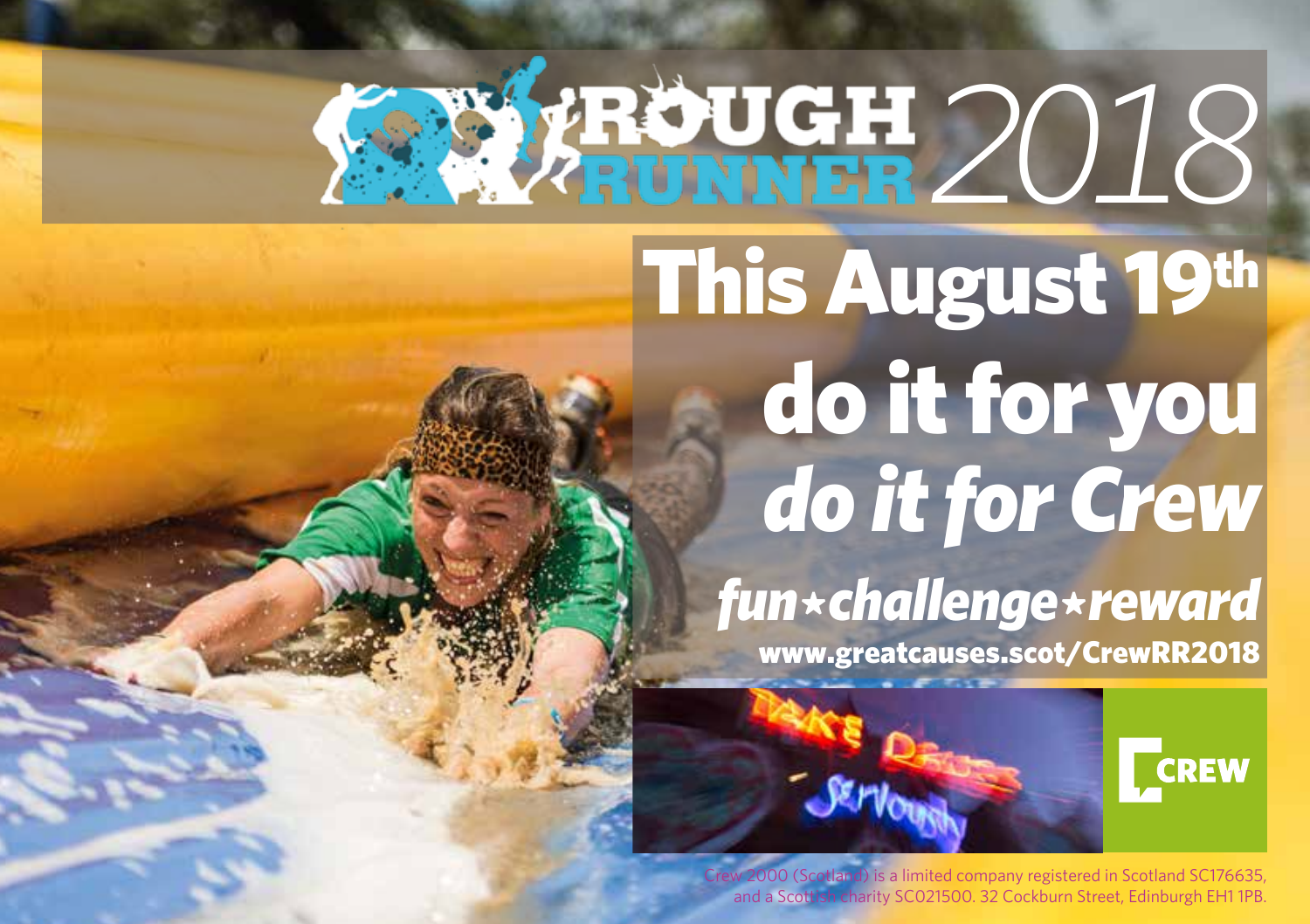# ROUGH RUNNER 2018

## This August 19th

## do it for you

## *do it for Crew*

***fun★challenge★reward***

**www.greatcauses.scot/CrewRR2018**

TAKE DRUGS Seriously

CREW

Crew 2000 (Scotland) is a limited company registered in Scotland SC176635, and a Scottish charity SC021500. 32 Cockburn Street, Edinburgh EH1 1PB.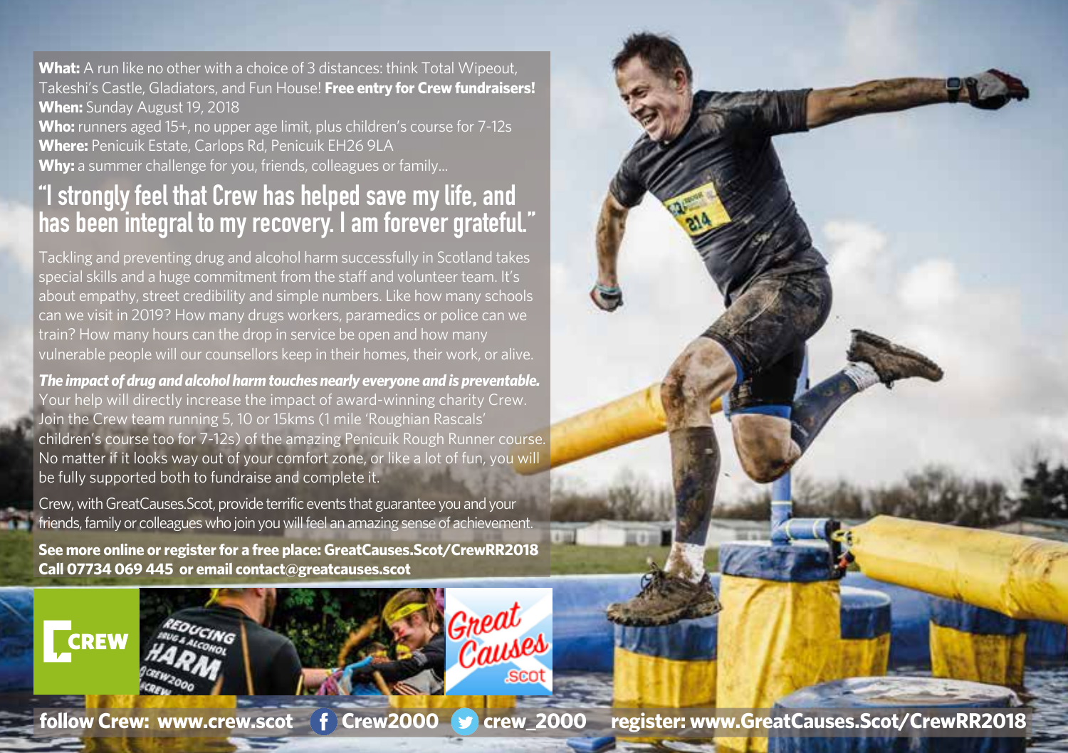**What:** A run like no other with a choice of 3 distances: think Total Wipeout, Takeshi's Castle, Gladiators, and Fun House! **Free entry for Crew fundraisers!**
**When:** Sunday August 19, 2018
**Who:** runners aged 15+, no upper age limit, plus children's course for 7-12s
**Where:** Penicuik Estate, Carlops Rd, Penicuik EH26 9LA
**Why:** a summer challenge for you, friends, colleagues or family...

## "I strongly feel that Crew has helped save my life, and has been integral to my recovery. I am forever grateful."

Tackling and preventing drug and alcohol harm successfully in Scotland takes special skills and a huge commitment from the staff and volunteer team. It's about empathy, street credibility and simple numbers. Like how many schools can we visit in 2019? How many drugs workers, paramedics or police can we train? How many hours can the drop in service be open and how many vulnerable people will our counsellors keep in their homes, their work, or alive.

***The impact of drug and alcohol harm touches nearly everyone and is preventable.*** Your help will directly increase the impact of award-winning charity Crew. Join the Crew team running 5, 10 or 15kms (1 mile 'Roughian Rascals' children's course too for 7-12s) of the amazing Penicuik Rough Runner course. No matter if it looks way out of your comfort zone, or like a lot of fun, you will be fully supported both to fundraise and complete it.

Crew, with GreatCauses.Scot, provide terrific events that guarantee you and your friends, family or colleagues who join you will feel an amazing sense of achievement.

**See more online or register for a free place: GreatCauses.Scot/CrewRR2018**
**Call 07734 069 445 or email contact@greatcauses.scot**

**follow Crew: www.crew.scot** **Crew2000** **crew_2000** **register: www.GreatCauses.Scot/CrewRR2018**